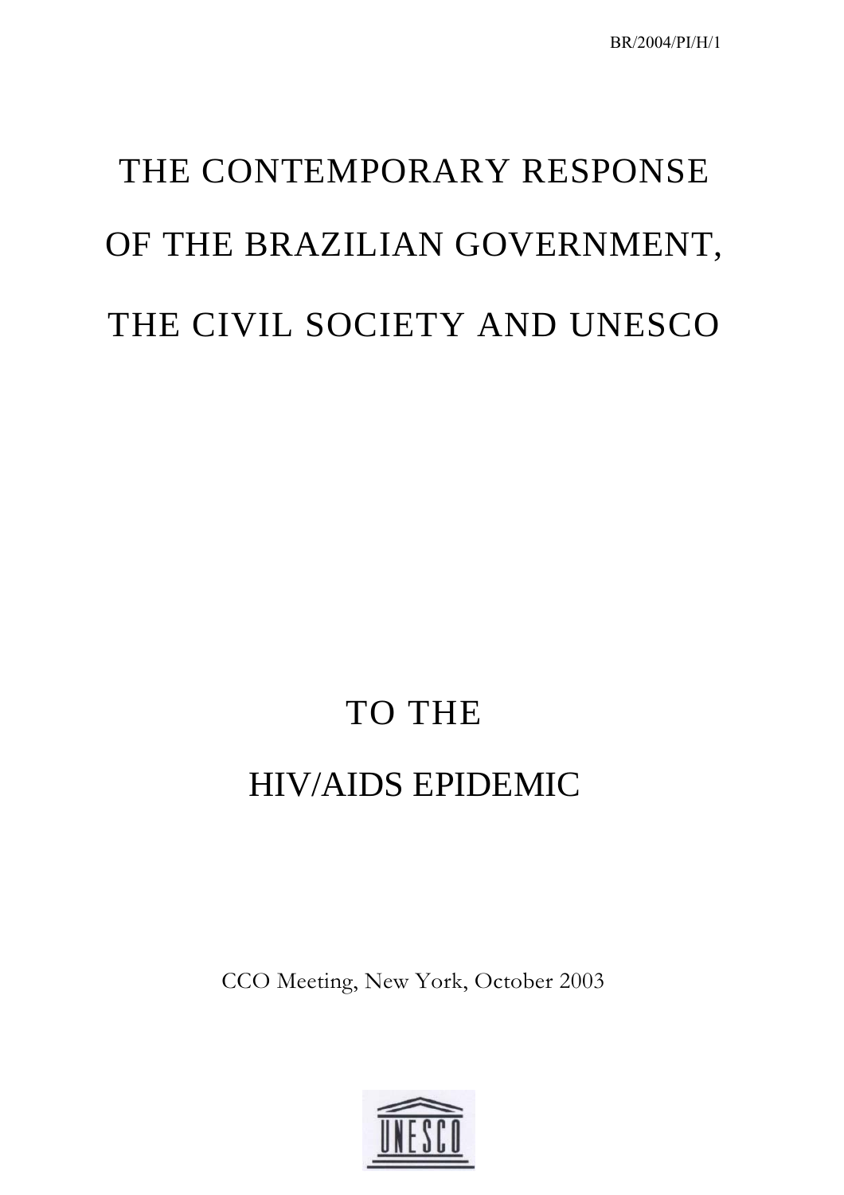BR/2004/PI/H/1

# THE CONTEMPORARY RESPONSE OF THE BRAZILIAN GOVERNMENT, THE CIVIL SOCIETY AND UNESCO

# TO THE HIV/AIDS EPIDEMIC

CCO Meeting, New York, October 2003

UNESCO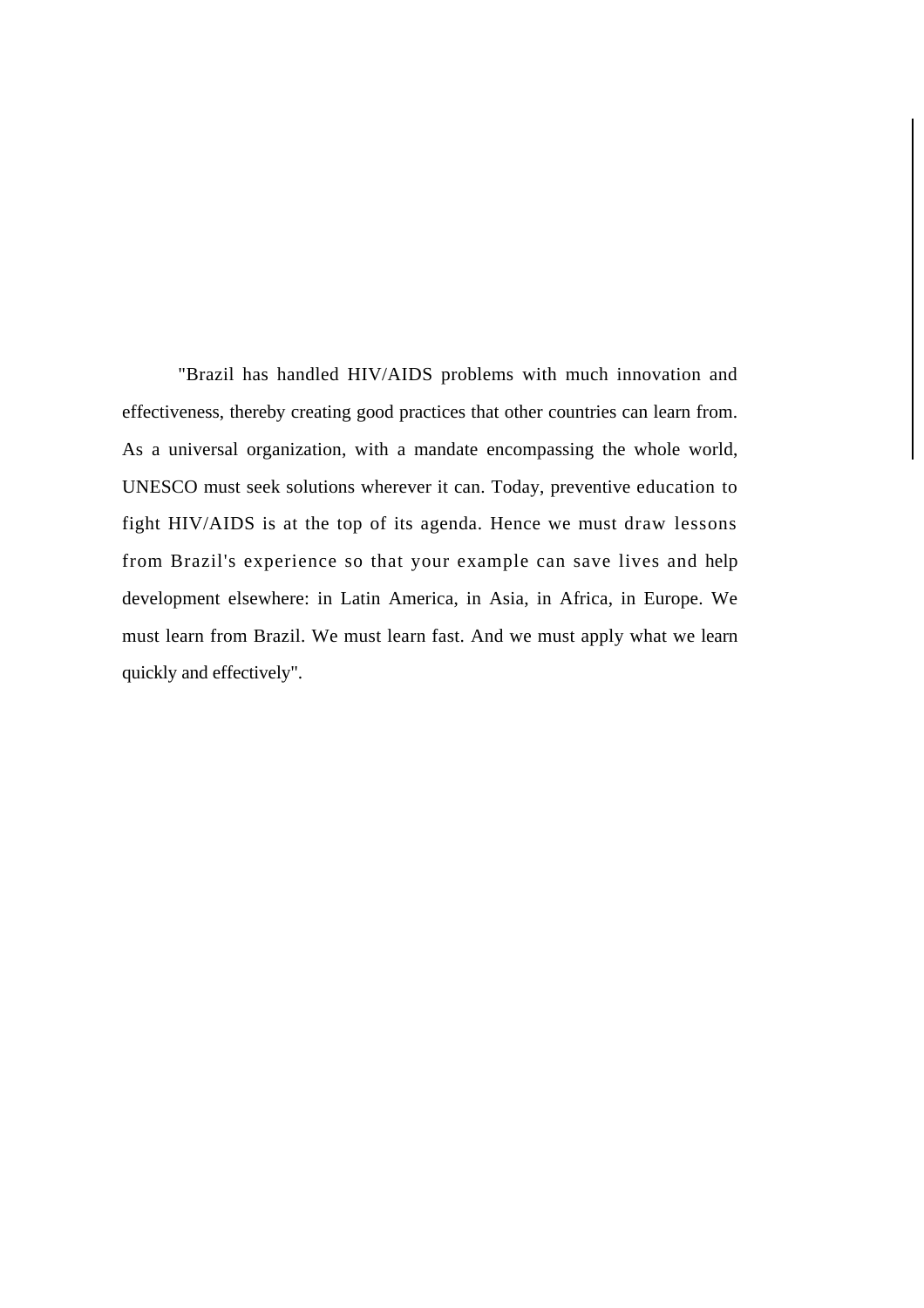"Brazil has handled HIV/AIDS problems with much innovation and effectiveness, thereby creating good practices that other countries can learn from. As a universal organization, with a mandate encompassing the whole world, UNESCO must seek solutions wherever it can. Today, preventive education to fight HIV/AIDS is at the top of its agenda. Hence we must draw lessons from Brazil's experience so that your example can save lives and help development elsewhere: in Latin America, in Asia, in Africa, in Europe. We must learn from Brazil. We must learn fast. And we must apply what we learn quickly and effectively".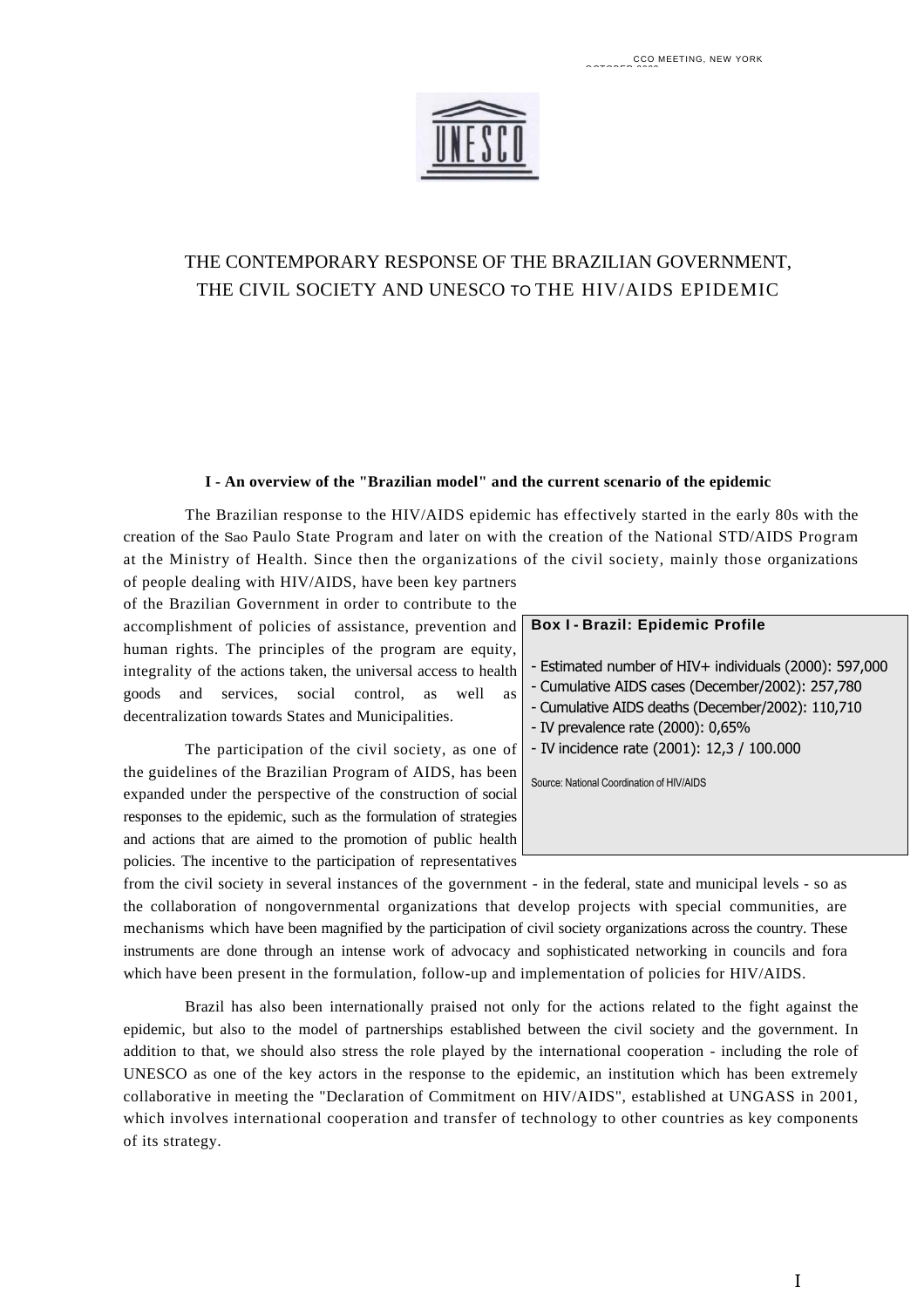# THE CONTEMPORARY RESPONSE OF THE BRAZILIAN GOVERNMENT, THE CIVIL SOCIETY AND UNESCO TO THE HIV/AIDS EPIDEMIC

## I - An overview of the "Brazilian model" and the current scenario of the epidemic

The Brazilian response to the HIV/AIDS epidemic has effectively started in the early 80s with the creation of the Sao Paulo State Program and later on with the creation of the National STD/AIDS Program at the Ministry of Health. Since then the organizations of the civil society, mainly those organizations of people dealing with HIV/AIDS, have been key partners of the Brazilian Government in order to contribute to the accomplishment of policies of assistance, prevention and human rights. The principles of the program are equity, integrality of the actions taken, the universal access to health goods and services, social control, as well as decentralization towards States and Municipalities.

> **Box I - Brazil: Epidemic Profile**
>
> - Estimated number of HIV+ individuals (2000): 597,000
> - Cumulative AIDS cases (December/2002): 257,780
> - Cumulative AIDS deaths (December/2002): 110,710
> - IV prevalence rate (2000): 0,65%
> - IV incidence rate (2001): 12,3 / 100.000
>
> Source: National Coordination of HIV/AIDS

The participation of the civil society, as one of the guidelines of the Brazilian Program of AIDS, has been expanded under the perspective of the construction of social responses to the epidemic, such as the formulation of strategies and actions that are aimed to the promotion of public health policies. The incentive to the participation of representatives from the civil society in several instances of the government - in the federal, state and municipal levels - so as the collaboration of nongovernmental organizations that develop projects with special communities, are mechanisms which have been magnified by the participation of civil society organizations across the country. These instruments are done through an intense work of advocacy and sophisticated networking in councils and fora which have been present in the formulation, follow-up and implementation of policies for HIV/AIDS.

Brazil has also been internationally praised not only for the actions related to the fight against the epidemic, but also to the model of partnerships established between the civil society and the government. In addition to that, we should also stress the role played by the international cooperation - including the role of UNESCO as one of the key actors in the response to the epidemic, an institution which has been extremely collaborative in meeting the "Declaration of Commitment on HIV/AIDS", established at UNGASS in 2001, which involves international cooperation and transfer of technology to other countries as key components of its strategy.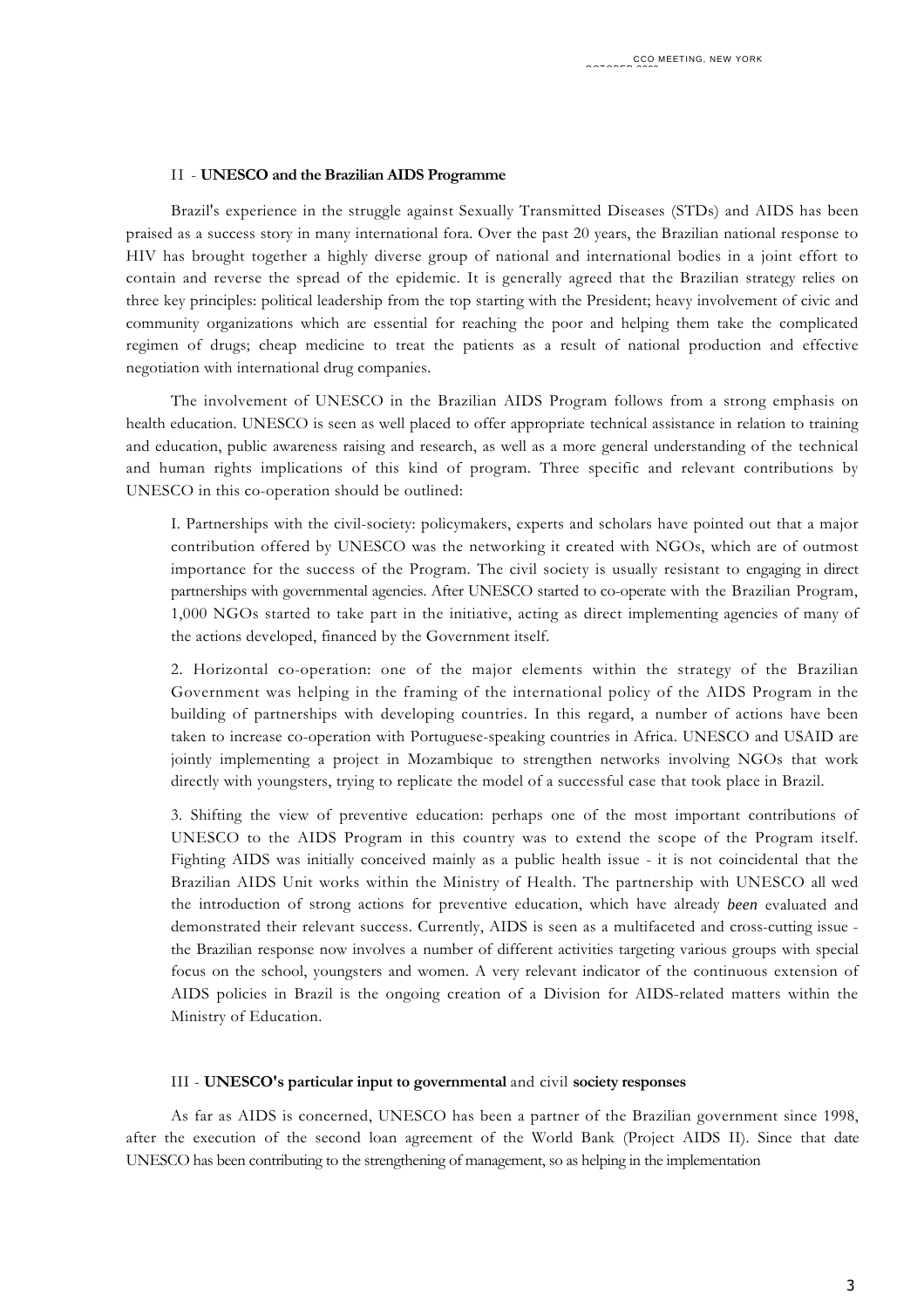## II - **UNESCO and the Brazilian AIDS Programme**

Brazil's experience in the struggle against Sexually Transmitted Diseases (STDs) and AIDS has been praised as a success story in many international fora. Over the past 20 years, the Brazilian national response to HIV has brought together a highly diverse group of national and international bodies in a joint effort to contain and reverse the spread of the epidemic. It is generally agreed that the Brazilian strategy relies on three key principles: political leadership from the top starting with the President; heavy involvement of civic and community organizations which are essential for reaching the poor and helping them take the complicated regimen of drugs; cheap medicine to treat the patients as a result of national production and effective negotiation with international drug companies.

The involvement of UNESCO in the Brazilian AIDS Program follows from a strong emphasis on health education. UNESCO is seen as well placed to offer appropriate technical assistance in relation to training and education, public awareness raising and research, as well as a more general understanding of the technical and human rights implications of this kind of program. Three specific and relevant contributions by UNESCO in this co-operation should be outlined:

I. Partnerships with the civil-society: policymakers, experts and scholars have pointed out that a major contribution offered by UNESCO was the networking it created with NGOs, which are of outmost importance for the success of the Program. The civil society is usually resistant to engaging in direct partnerships with governmental agencies. After UNESCO started to co-operate with the Brazilian Program, 1,000 NGOs started to take part in the initiative, acting as direct implementing agencies of many of the actions developed, financed by the Government itself.

2. Horizontal co-operation: one of the major elements within the strategy of the Brazilian Government was helping in the framing of the international policy of the AIDS Program in the building of partnerships with developing countries. In this regard, a number of actions have been taken to increase co-operation with Portuguese-speaking countries in Africa. UNESCO and USAID are jointly implementing a project in Mozambique to strengthen networks involving NGOs that work directly with youngsters, trying to replicate the model of a successful case that took place in Brazil.

3. Shifting the view of preventive education: perhaps one of the most important contributions of UNESCO to the AIDS Program in this country was to extend the scope of the Program itself. Fighting AIDS was initially conceived mainly as a public health issue - it is not coincidental that the Brazilian AIDS Unit works within the Ministry of Health. The partnership with UNESCO all wed the introduction of strong actions for preventive education, which have already *been* evaluated and demonstrated their relevant success. Currently, AIDS is seen as a multifaceted and cross-cutting issue - the Brazilian response now involves a number of different activities targeting various groups with special focus on the school, youngsters and women. A very relevant indicator of the continuous extension of AIDS policies in Brazil is the ongoing creation of a Division for AIDS-related matters within the Ministry of Education.

## III - **UNESCO's particular input to governmental** and civil **society responses**

As far as AIDS is concerned, UNESCO has been a partner of the Brazilian government since 1998, after the execution of the second loan agreement of the World Bank (Project AIDS II). Since that date UNESCO has been contributing to the strengthening of management, so as helping in the implementation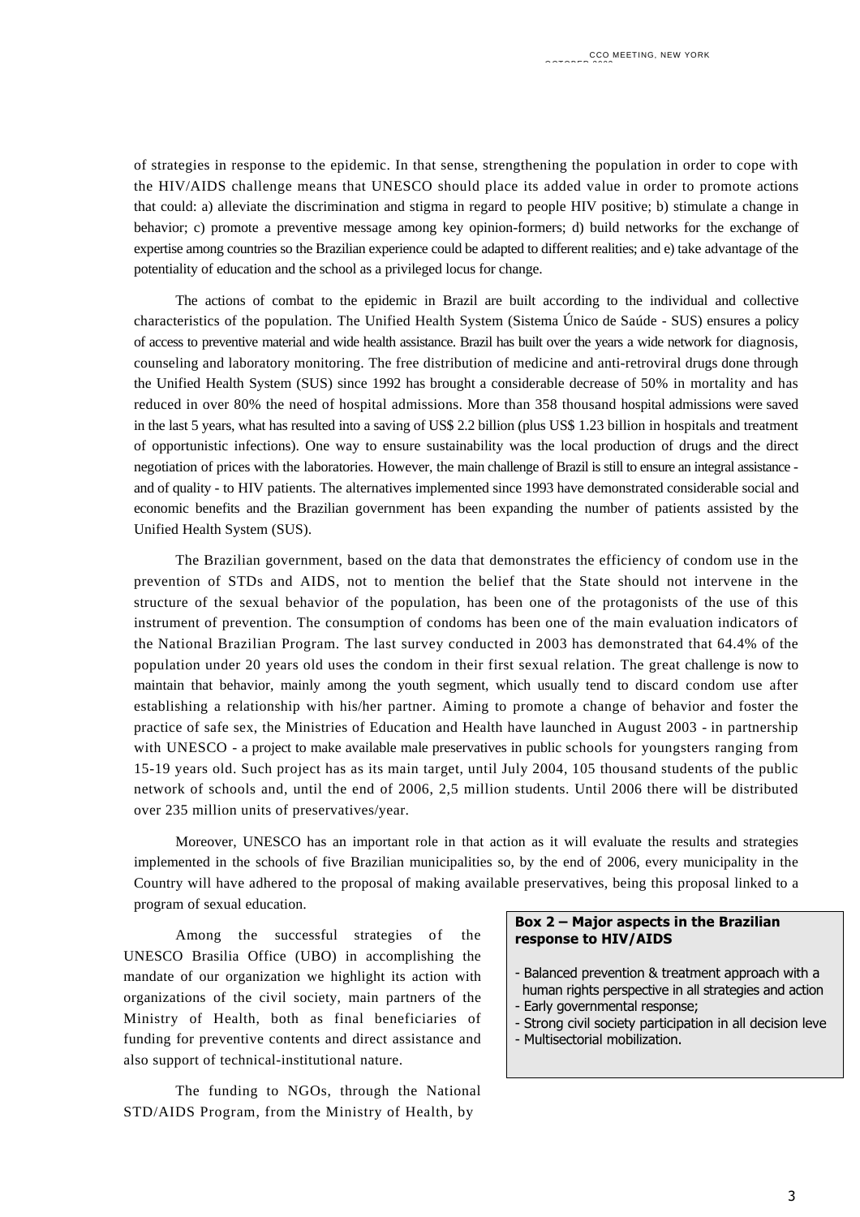of strategies in response to the epidemic. In that sense, strengthening the population in order to cope with the HIV/AIDS challenge means that UNESCO should place its added value in order to promote actions that could: a) alleviate the discrimination and stigma in regard to people HIV positive; b) stimulate a change in behavior; c) promote a preventive message among key opinion-formers; d) build networks for the exchange of expertise among countries so the Brazilian experience could be adapted to different realities; and e) take advantage of the potentiality of education and the school as a privileged locus for change.

The actions of combat to the epidemic in Brazil are built according to the individual and collective characteristics of the population. The Unified Health System (Sistema Único de Saúde - SUS) ensures a policy of access to preventive material and wide health assistance. Brazil has built over the years a wide network for diagnosis, counseling and laboratory monitoring. The free distribution of medicine and anti-retroviral drugs done through the Unified Health System (SUS) since 1992 has brought a considerable decrease of 50% in mortality and has reduced in over 80% the need of hospital admissions. More than 358 thousand hospital admissions were saved in the last 5 years, what has resulted into a saving of US$ 2.2 billion (plus US$ 1.23 billion in hospitals and treatment of opportunistic infections). One way to ensure sustainability was the local production of drugs and the direct negotiation of prices with the laboratories. However, the main challenge of Brazil is still to ensure an integral assistance - and of quality - to HIV patients. The alternatives implemented since 1993 have demonstrated considerable social and economic benefits and the Brazilian government has been expanding the number of patients assisted by the Unified Health System (SUS).

The Brazilian government, based on the data that demonstrates the efficiency of condom use in the prevention of STDs and AIDS, not to mention the belief that the State should not intervene in the structure of the sexual behavior of the population, has been one of the protagonists of the use of this instrument of prevention. The consumption of condoms has been one of the main evaluation indicators of the National Brazilian Program. The last survey conducted in 2003 has demonstrated that 64.4% of the population under 20 years old uses the condom in their first sexual relation. The great challenge is now to maintain that behavior, mainly among the youth segment, which usually tend to discard condom use after establishing a relationship with his/her partner. Aiming to promote a change of behavior and foster the practice of safe sex, the Ministries of Education and Health have launched in August 2003 - in partnership with UNESCO - a project to make available male preservatives in public schools for youngsters ranging from 15-19 years old. Such project has as its main target, until July 2004, 105 thousand students of the public network of schools and, until the end of 2006, 2,5 million students. Until 2006 there will be distributed over 235 million units of preservatives/year.

Moreover, UNESCO has an important role in that action as it will evaluate the results and strategies implemented in the schools of five Brazilian municipalities so, by the end of 2006, every municipality in the Country will have adhered to the proposal of making available preservatives, being this proposal linked to a program of sexual education.

**Box 2 – Major aspects in the Brazilian response to HIV/AIDS**

- Balanced prevention & treatment approach with a human rights perspective in all strategies and action
- Early governmental response;
- Strong civil society participation in all decision leve
- Multisectorial mobilization.

Among the successful strategies of the UNESCO Brasilia Office (UBO) in accomplishing the mandate of our organization we highlight its action with organizations of the civil society, main partners of the Ministry of Health, both as final beneficiaries of funding for preventive contents and direct assistance and also support of technical-institutional nature.

The funding to NGOs, through the National STD/AIDS Program, from the Ministry of Health, by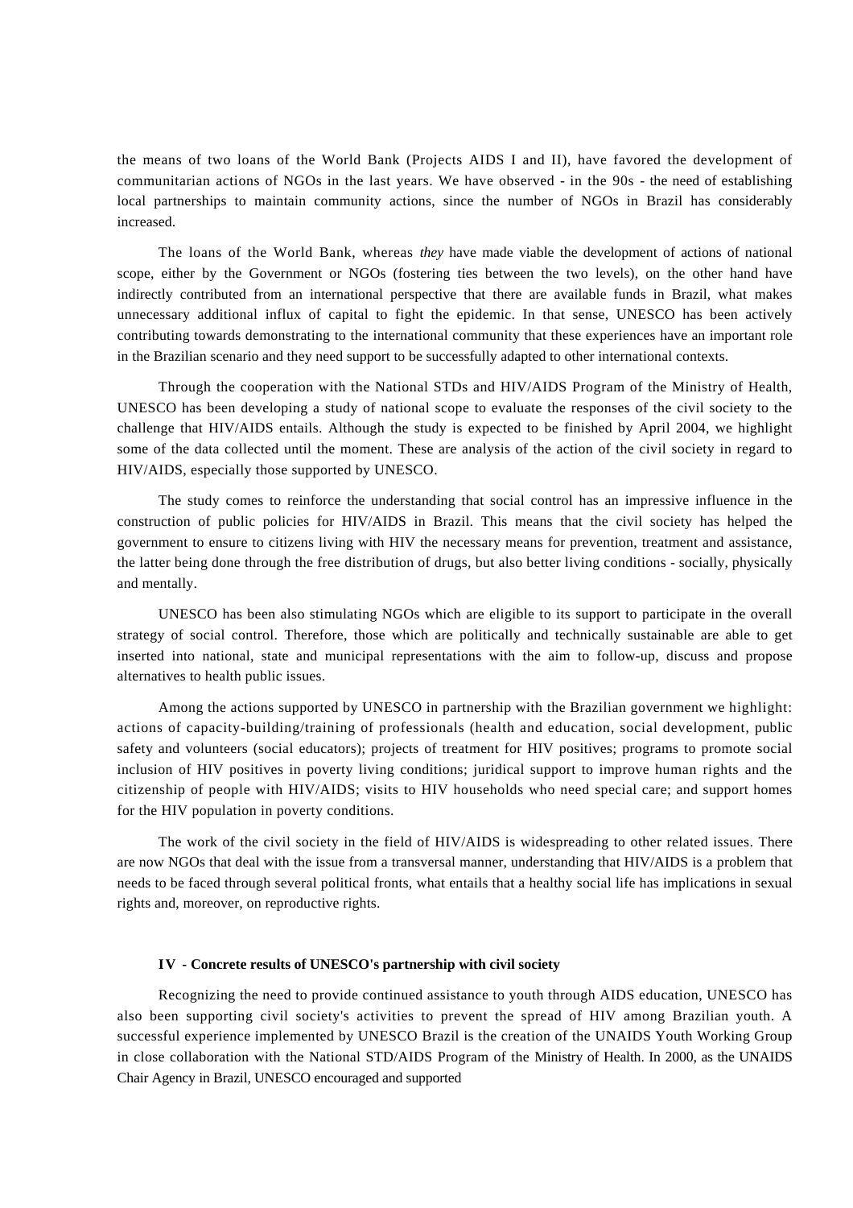the means of two loans of the World Bank (Projects AIDS I and II), have favored the development of communitarian actions of NGOs in the last years. We have observed - in the 90s - the need of establishing local partnerships to maintain community actions, since the number of NGOs in Brazil has considerably increased.

The loans of the World Bank, whereas *they* have made viable the development of actions of national scope, either by the Government or NGOs (fostering ties between the two levels), on the other hand have indirectly contributed from an international perspective that there are available funds in Brazil, what makes unnecessary additional influx of capital to fight the epidemic. In that sense, UNESCO has been actively contributing towards demonstrating to the international community that these experiences have an important role in the Brazilian scenario and they need support to be successfully adapted to other international contexts.

Through the cooperation with the National STDs and HIV/AIDS Program of the Ministry of Health, UNESCO has been developing a study of national scope to evaluate the responses of the civil society to the challenge that HIV/AIDS entails. Although the study is expected to be finished by April 2004, we highlight some of the data collected until the moment. These are analysis of the action of the civil society in regard to HIV/AIDS, especially those supported by UNESCO.

The study comes to reinforce the understanding that social control has an impressive influence in the construction of public policies for HIV/AIDS in Brazil. This means that the civil society has helped the government to ensure to citizens living with HIV the necessary means for prevention, treatment and assistance, the latter being done through the free distribution of drugs, but also better living conditions - socially, physically and mentally.

UNESCO has been also stimulating NGOs which are eligible to its support to participate in the overall strategy of social control. Therefore, those which are politically and technically sustainable are able to get inserted into national, state and municipal representations with the aim to follow-up, discuss and propose alternatives to health public issues.

Among the actions supported by UNESCO in partnership with the Brazilian government we highlight: actions of capacity-building/training of professionals (health and education, social development, public safety and volunteers (social educators); projects of treatment for HIV positives; programs to promote social inclusion of HIV positives in poverty living conditions; juridical support to improve human rights and the citizenship of people with HIV/AIDS; visits to HIV households who need special care; and support homes for the HIV population in poverty conditions.

The work of the civil society in the field of HIV/AIDS is widespreading to other related issues. There are now NGOs that deal with the issue from a transversal manner, understanding that HIV/AIDS is a problem that needs to be faced through several political fronts, what entails that a healthy social life has implications in sexual rights and, moreover, on reproductive rights.

## IV - Concrete results of UNESCO's partnership with civil society

Recognizing the need to provide continued assistance to youth through AIDS education, UNESCO has also been supporting civil society's activities to prevent the spread of HIV among Brazilian youth. A successful experience implemented by UNESCO Brazil is the creation of the UNAIDS Youth Working Group in close collaboration with the National STD/AIDS Program of the Ministry of Health. In 2000, as the UNAIDS Chair Agency in Brazil, UNESCO encouraged and supported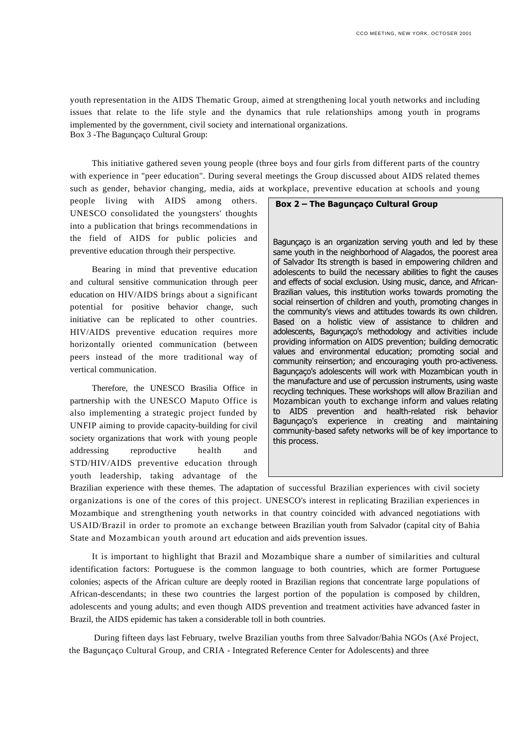youth representation in the AIDS Thematic Group, aimed at strengthening local youth networks and including issues that relate to the life style and the dynamics that rule relationships among youth in programs implemented by the government, civil society and international organizations.

Box 3 -The Bagunçaço Cultural Group:

This initiative gathered seven young people (three boys and four girls from different parts of the country with experience in "peer education". During several meetings the Group discussed about AIDS related themes such as gender, behavior changing, media, aids at workplace, preventive education at schools and young people living with AIDS among others. UNESCO consolidated the youngsters' thoughts into a publication that brings recommendations in the field of AIDS for public policies and preventive education through their perspective.

Bearing in mind that preventive education and cultural sensitive communication through peer education on HIV/AIDS brings about a significant potential for positive behavior change, such initiative can be replicated to other countries. HIV/AIDS preventive education requires more horizontally oriented communication (between peers instead of the more traditional way of vertical communication.

Therefore, the UNESCO Brasilia Office in partnership with the UNESCO Maputo Office is also implementing a strategic project funded by UNFIP aiming to provide capacity-building for civil society organizations that work with young people addressing reproductive health and STD/HIV/AIDS preventive education through youth leadership, taking advantage of the Brazilian experience with these themes. The adaptation of successful Brazilian experiences with civil society organizations is one of the cores of this project. UNESCO's interest in replicating Brazilian experiences in Mozambique and strengthening youth networks in that country coincided with advanced negotiations with USAID/Brazil in order to promote an exchange between Brazilian youth from Salvador (capital city of Bahia State and Mozambican youth around art education and aids prevention issues.

> **Box 2 – The Bagunçaço Cultural Group**
>
> Bagunçaço is an organization serving youth and led by these same youth in the neighborhood of Alagados, the poorest area of Salvador Its strength is based in empowering children and adolescents to build the necessary abilities to fight the causes and effects of social exclusion. Using music, dance, and African-Brazilian values, this institution works towards promoting the social reinsertion of children and youth, promoting changes in the community's views and attitudes towards its own children. Based on a holistic view of assistance to children and adolescents, Bagunçaço's methodology and activities include providing information on AIDS prevention; building democratic values and environmental education; promoting social and community reinsertion; and encouraging youth pro-activeness. Bagunçaço's adolescents will work with Mozambican youth in the manufacture and use of percussion instruments, using waste recycling techniques. These workshops will allow Brazilian and Mozambican youth to exchange inform and values relating to AIDS prevention and health-related risk behavior Bagunçaço's experience in creating and maintaining community-based safety networks will be of key importance to this process.

It is important to highlight that Brazil and Mozambique share a number of similarities and cultural identification factors: Portuguese is the common language to both countries, which are former Portuguese colonies; aspects of the African culture are deeply rooted in Brazilian regions that concentrate large populations of African-descendants; in these two countries the largest portion of the population is composed by children, adolescents and young adults; and even though AIDS prevention and treatment activities have advanced faster in Brazil, the AIDS epidemic has taken a considerable toll in both countries.

During fifteen days last February, twelve Brazilian youths from three Salvador/Bahia NGOs (Axé Project, the Bagunçaço Cultural Group, and CRIA - Integrated Reference Center for Adolescents) and three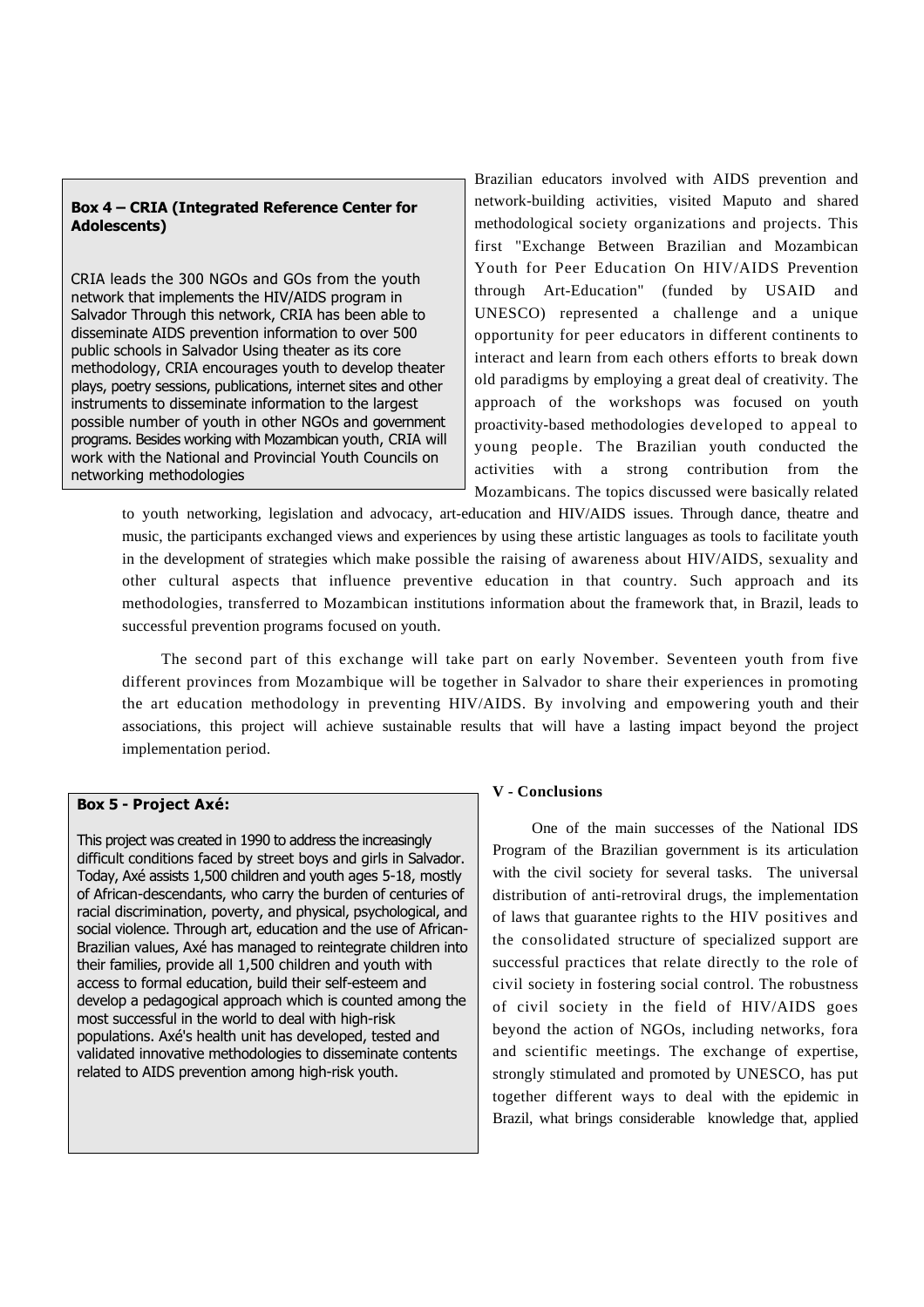**Box 4 – CRIA (Integrated Reference Center for Adolescents)**

CRIA leads the 300 NGOs and GOs from the youth network that implements the HIV/AIDS program in Salvador Through this network, CRIA has been able to disseminate AIDS prevention information to over 500 public schools in Salvador Using theater as its core methodology, CRIA encourages youth to develop theater plays, poetry sessions, publications, internet sites and other instruments to disseminate information to the largest possible number of youth in other NGOs and government programs. Besides working with Mozambican youth, CRIA will work with the National and Provincial Youth Councils on networking methodologies

Brazilian educators involved with AIDS prevention and network-building activities, visited Maputo and shared methodological society organizations and projects. This first "Exchange Between Brazilian and Mozambican Youth for Peer Education On HIV/AIDS Prevention through Art-Education" (funded by USAID and UNESCO) represented a challenge and a unique opportunity for peer educators in different continents to interact and learn from each others efforts to break down old paradigms by employing a great deal of creativity. The approach of the workshops was focused on youth proactivity-based methodologies developed to appeal to young people. The Brazilian youth conducted the activities with a strong contribution from the Mozambicans. The topics discussed were basically related to youth networking, legislation and advocacy, art-education and HIV/AIDS issues. Through dance, theatre and music, the participants exchanged views and experiences by using these artistic languages as tools to facilitate youth in the development of strategies which make possible the raising of awareness about HIV/AIDS, sexuality and other cultural aspects that influence preventive education in that country. Such approach and its methodologies, transferred to Mozambican institutions information about the framework that, in Brazil, leads to successful prevention programs focused on youth.

The second part of this exchange will take part on early November. Seventeen youth from five different provinces from Mozambique will be together in Salvador to share their experiences in promoting the art education methodology in preventing HIV/AIDS. By involving and empowering youth and their associations, this project will achieve sustainable results that will have a lasting impact beyond the project implementation period.

**Box 5 - Project Axé:**

This project was created in 1990 to address the increasingly difficult conditions faced by street boys and girls in Salvador. Today, Axé assists 1,500 children and youth ages 5-18, mostly of African-descendants, who carry the burden of centuries of racial discrimination, poverty, and physical, psychological, and social violence. Through art, education and the use of African-Brazilian values, Axé has managed to reintegrate children into their families, provide all 1,500 children and youth with access to formal education, build their self-esteem and develop a pedagogical approach which is counted among the most successful in the world to deal with high-risk populations. Axé's health unit has developed, tested and validated innovative methodologies to disseminate contents related to AIDS prevention among high-risk youth.

## V - Conclusions

One of the main successes of the National IDS Program of the Brazilian government is its articulation with the civil society for several tasks. The universal distribution of anti-retroviral drugs, the implementation of laws that guarantee rights to the HIV positives and the consolidated structure of specialized support are successful practices that relate directly to the role of civil society in fostering social control. The robustness of civil society in the field of HIV/AIDS goes beyond the action of NGOs, including networks, fora and scientific meetings. The exchange of expertise, strongly stimulated and promoted by UNESCO, has put together different ways to deal with the epidemic in Brazil, what brings considerable knowledge that, applied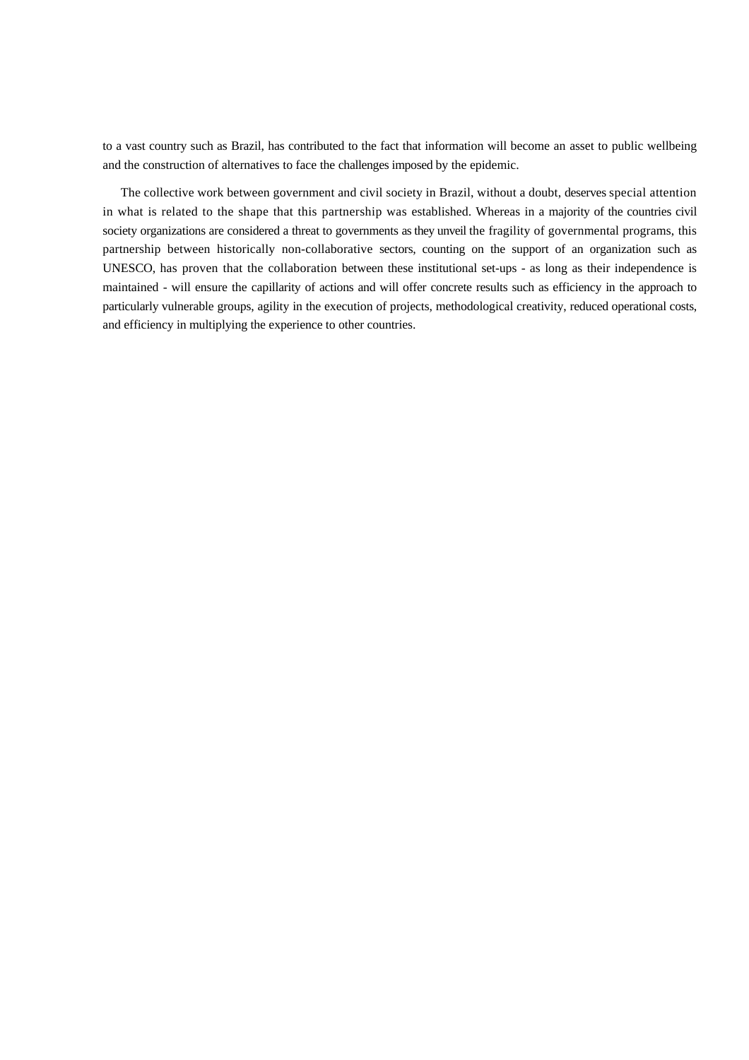to a vast country such as Brazil, has contributed to the fact that information will become an asset to public wellbeing and the construction of alternatives to face the challenges imposed by the epidemic.

The collective work between government and civil society in Brazil, without a doubt, deserves special attention in what is related to the shape that this partnership was established. Whereas in a majority of the countries civil society organizations are considered a threat to governments as they unveil the fragility of governmental programs, this partnership between historically non-collaborative sectors, counting on the support of an organization such as UNESCO, has proven that the collaboration between these institutional set-ups - as long as their independence is maintained - will ensure the capillarity of actions and will offer concrete results such as efficiency in the approach to particularly vulnerable groups, agility in the execution of projects, methodological creativity, reduced operational costs, and efficiency in multiplying the experience to other countries.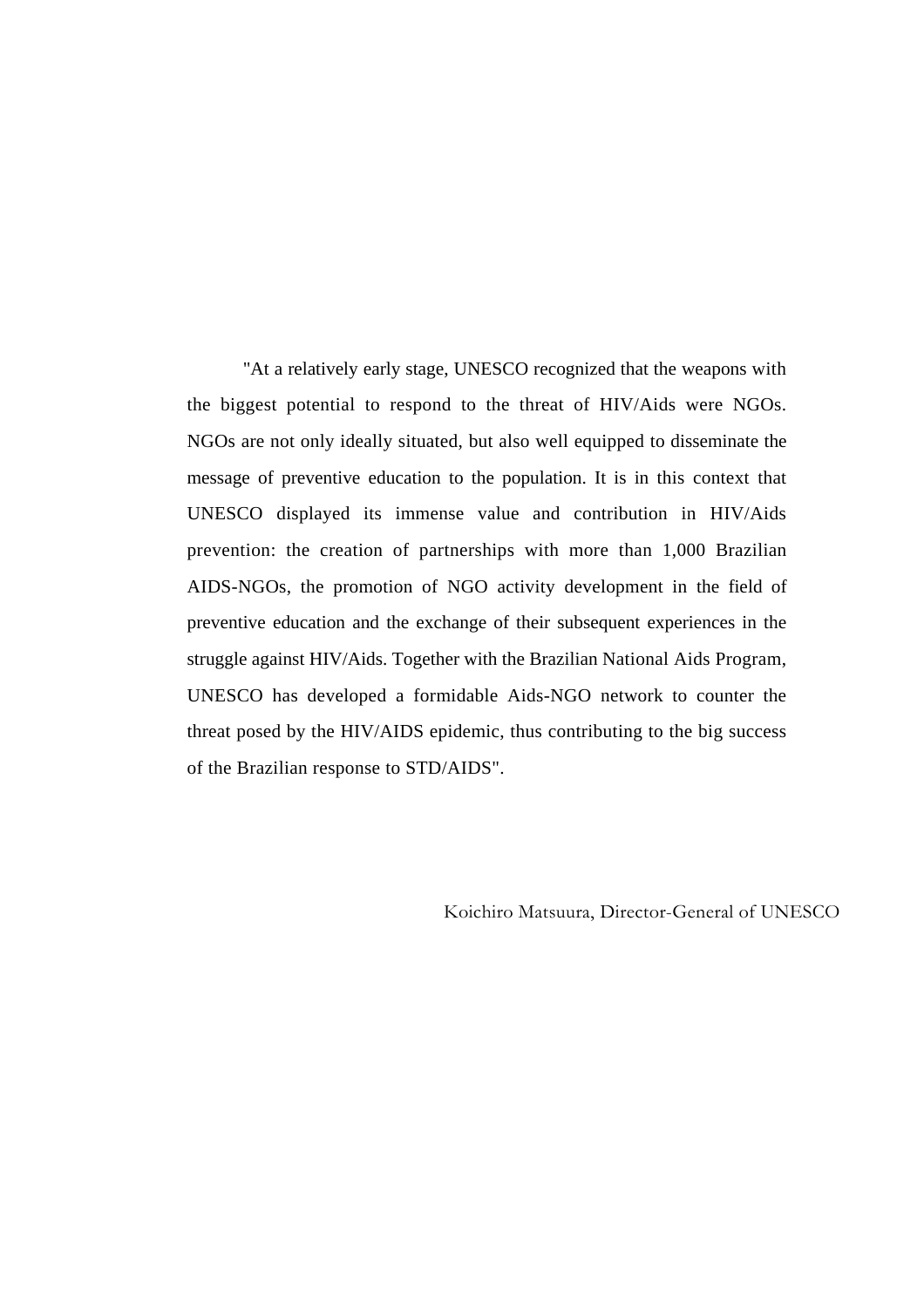"At a relatively early stage, UNESCO recognized that the weapons with the biggest potential to respond to the threat of HIV/Aids were NGOs. NGOs are not only ideally situated, but also well equipped to disseminate the message of preventive education to the population. It is in this context that UNESCO displayed its immense value and contribution in HIV/Aids prevention: the creation of partnerships with more than 1,000 Brazilian AIDS-NGOs, the promotion of NGO activity development in the field of preventive education and the exchange of their subsequent experiences in the struggle against HIV/Aids. Together with the Brazilian National Aids Program, UNESCO has developed a formidable Aids-NGO network to counter the threat posed by the HIV/AIDS epidemic, thus contributing to the big success of the Brazilian response to STD/AIDS".

Koichiro Matsuura, Director-General of UNESCO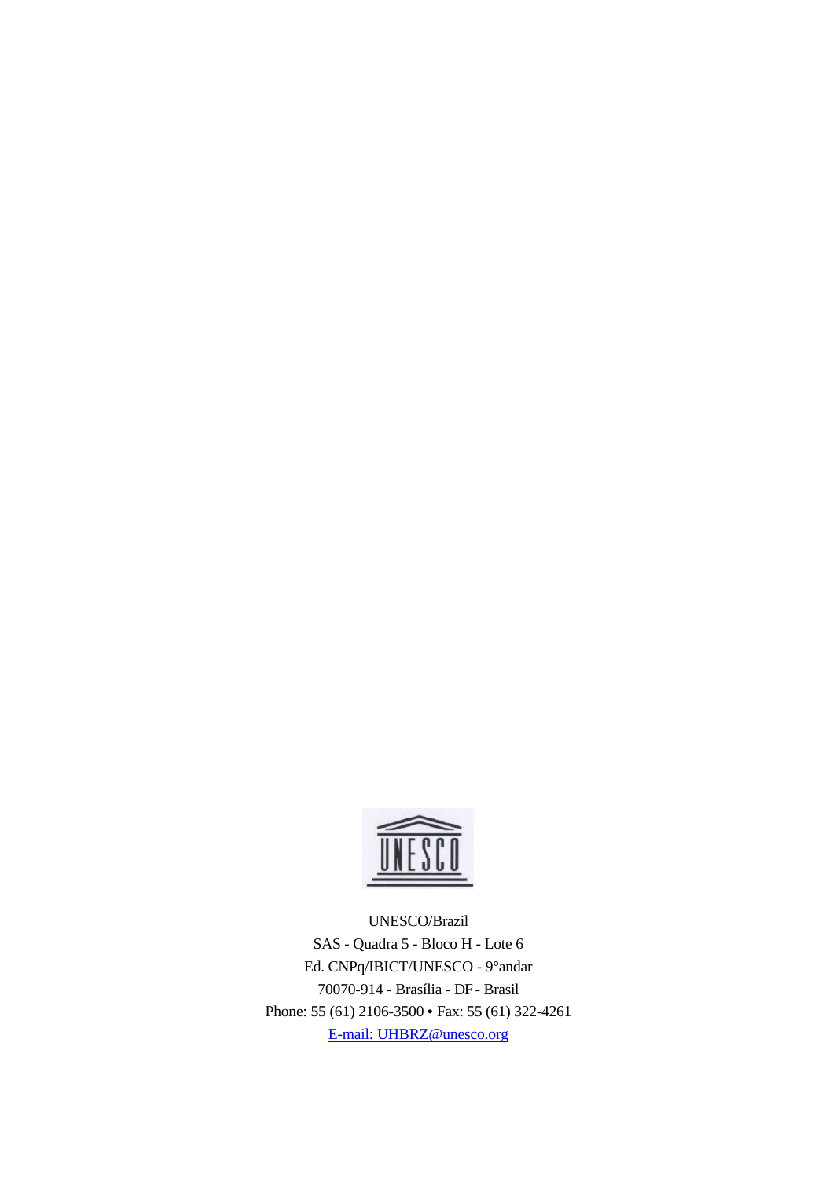UNESCO/Brazil
SAS - Quadra 5 - Bloco H - Lote 6
Ed. CNPq/IBICT/UNESCO - 9°andar
70070-914 - Brasília - DF - Brasil
Phone: 55 (61) 2106-3500 • Fax: 55 (61) 322-4261
E-mail: UHBRZ@unesco.org